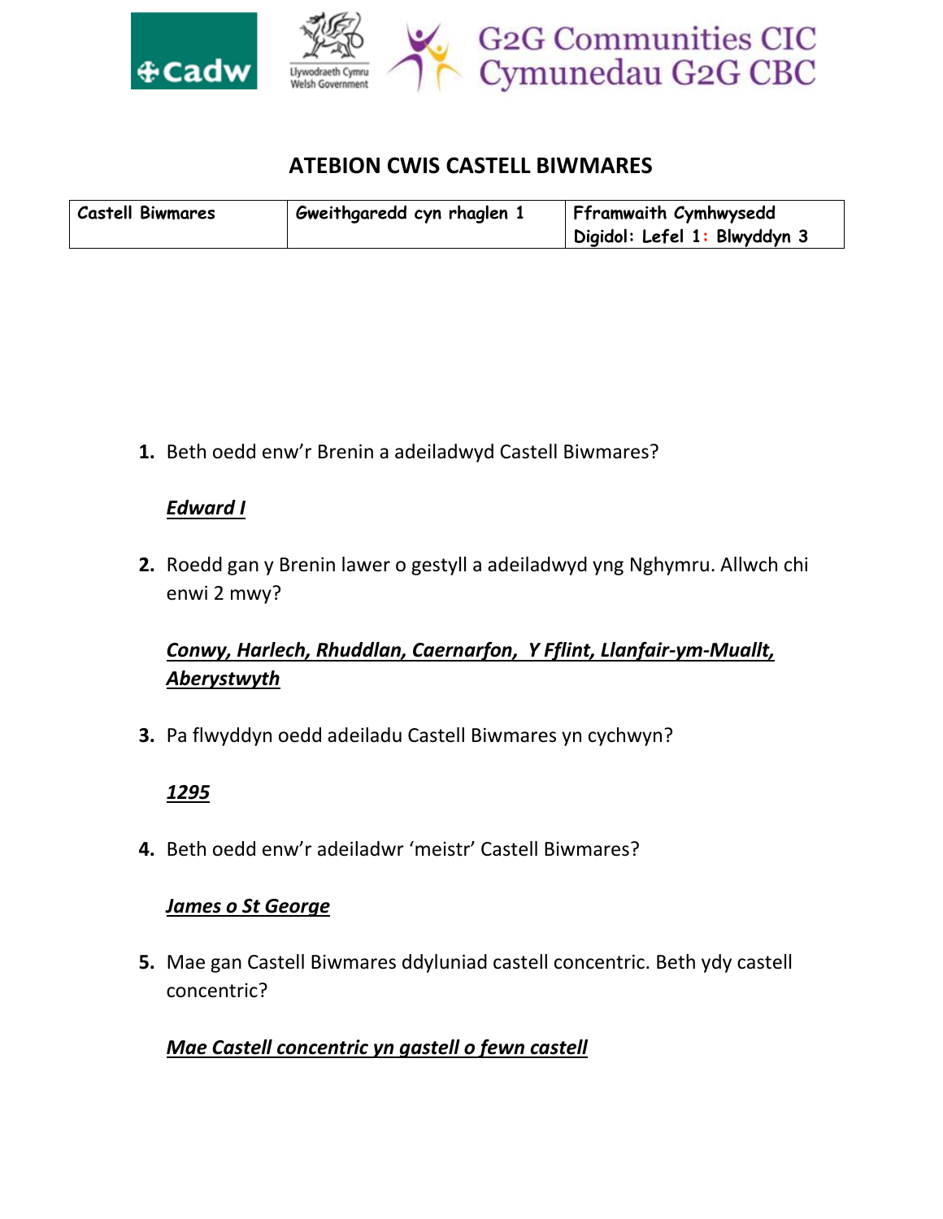# ATEBION CWIS CASTELL BIWMARES

| Castell Biwmares | Gweithgaredd cyn rhaglen 1 | Fframwaith Cymhwysedd Digidol: Lefel 1: Blwyddyn 3 |
|---|---|---|

1. Beth oedd enw'r Brenin a adeiladwyd Castell Biwmares?

   ***Edward I***

2. Roedd gan y Brenin lawer o gestyll a adeiladwyd yng Nghymru. Allwch chi enwi 2 mwy?

   ***Conwy, Harlech, Rhuddlan, Caernarfon, Y Fflint, Llanfair-ym-Muallt, Aberystwyth***

3. Pa flwyddyn oedd adeiladu Castell Biwmares yn cychwyn?

   ***1295***

4. Beth oedd enw'r adeiladwr 'meistr' Castell Biwmares?

   ***James o St George***

5. Mae gan Castell Biwmares ddyluniad castell concentric. Beth ydy castell concentric?

   ***Mae Castell concentric yn gastell o fewn castell***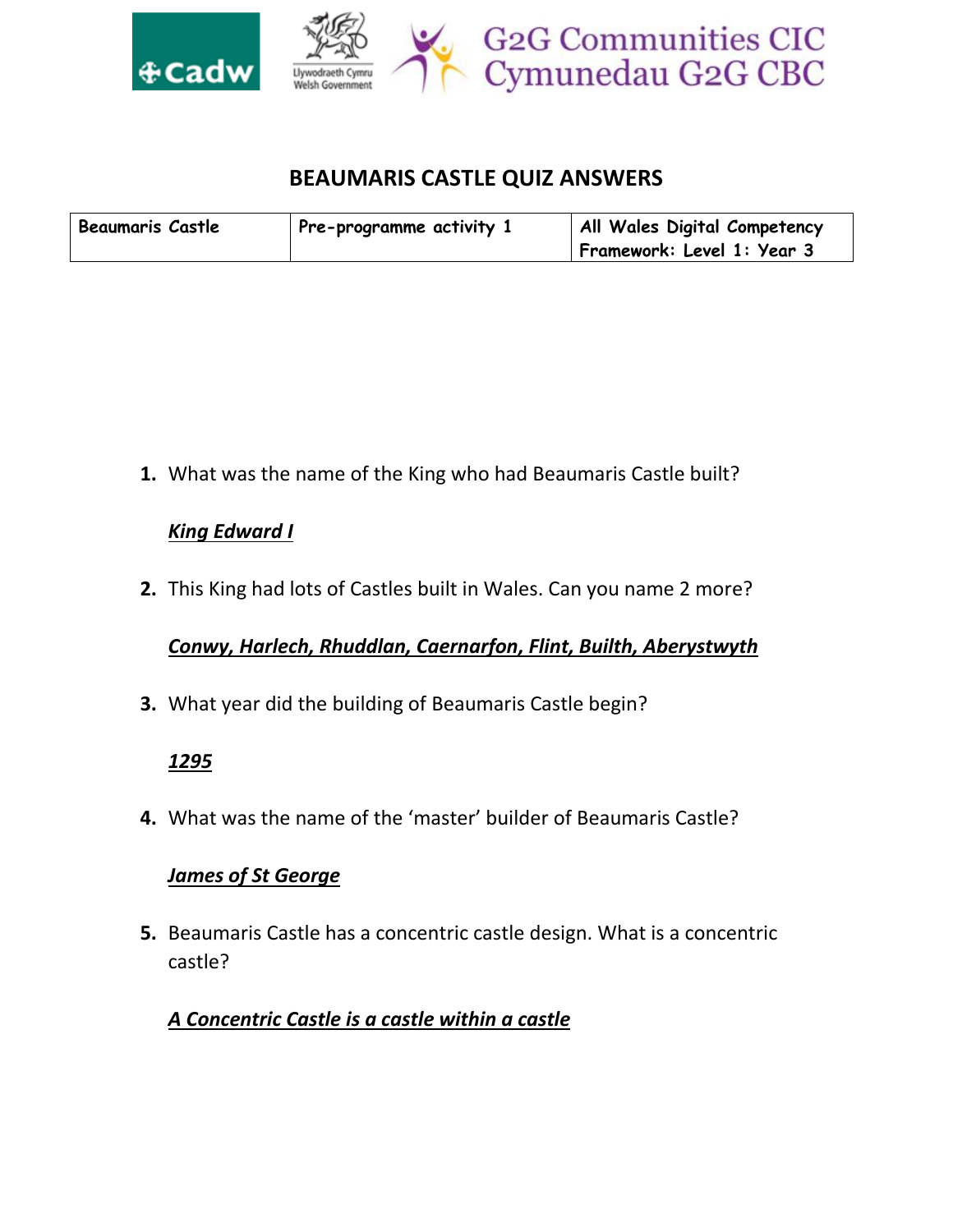# BEAUMARIS CASTLE QUIZ ANSWERS

| | | |
|---|---|---|
| Beaumaris Castle | Pre-programme activity 1 | All Wales Digital Competency Framework: Level 1: Year 3 |

1. What was the name of the King who had Beaumaris Castle built?

   ***King Edward I***

2. This King had lots of Castles built in Wales. Can you name 2 more?

   ***Conwy, Harlech, Rhuddlan, Caernarfon, Flint, Builth, Aberystwyth***

3. What year did the building of Beaumaris Castle begin?

   ***1295***

4. What was the name of the 'master' builder of Beaumaris Castle?

   ***James of St George***

5. Beaumaris Castle has a concentric castle design. What is a concentric castle?

   ***A Concentric Castle is a castle within a castle***